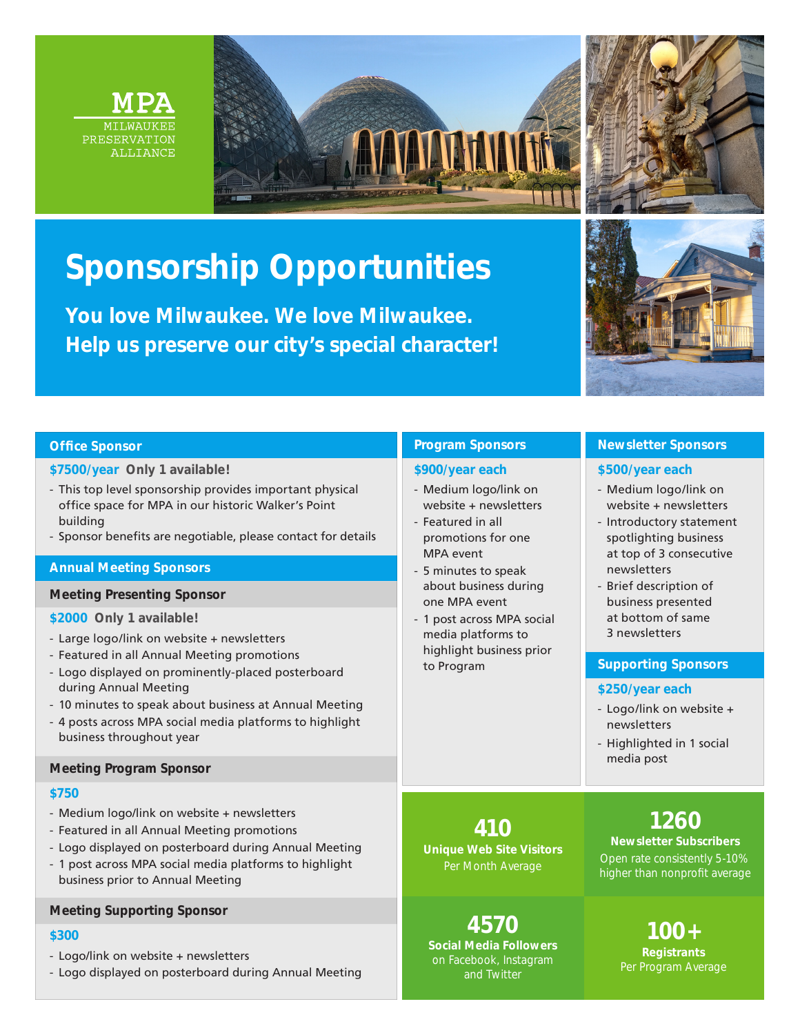MPA

MILWAUKEE PRESERVATION ALLIANCE

# Sponsorship Opportunities

**You love Milwaukee. We love Milwaukee.**
**Help us preserve our city's special character!**

## Office Sponsor

**$7500/year Only 1 available!**

- This top level sponsorship provides important physical office space for MPA in our historic Walker's Point building
- Sponsor benefits are negotiable, please contact for details

## Annual Meeting Sponsors

### Meeting Presenting Sponsor

**$2000 Only 1 available!**

- Large logo/link on website + newsletters
- Featured in all Annual Meeting promotions
- Logo displayed on prominently-placed posterboard during Annual Meeting
- 10 minutes to speak about business at Annual Meeting
- 4 posts across MPA social media platforms to highlight business throughout year

### Meeting Program Sponsor

**$750**

- Medium logo/link on website + newsletters
- Featured in all Annual Meeting promotions
- Logo displayed on posterboard during Annual Meeting
- 1 post across MPA social media platforms to highlight business prior to Annual Meeting

### Meeting Supporting Sponsor

**$300**

- Logo/link on website + newsletters
- Logo displayed on posterboard during Annual Meeting

## Program Sponsors

**$900/year each**

- Medium logo/link on website + newsletters
- Featured in all promotions for one MPA event
- 5 minutes to speak about business during one MPA event
- 1 post across MPA social media platforms to highlight business prior to Program

## Newsletter Sponsors

**$500/year each**

- Medium logo/link on website + newsletters
- Introductory statement spotlighting business at top of 3 consecutive newsletters
- Brief description of business presented at bottom of same 3 newsletters

## Supporting Sponsors

**$250/year each**

- Logo/link on website + newsletters
- Highlighted in 1 social media post

**410**
**Unique Web Site Visitors**
Per Month Average

**1260**
**Newsletter Subscribers**
Open rate consistently 5-10% higher than nonprofit average

**4570**
**Social Media Followers**
on Facebook, Instagram and Twitter

**100+**
**Registrants**
Per Program Average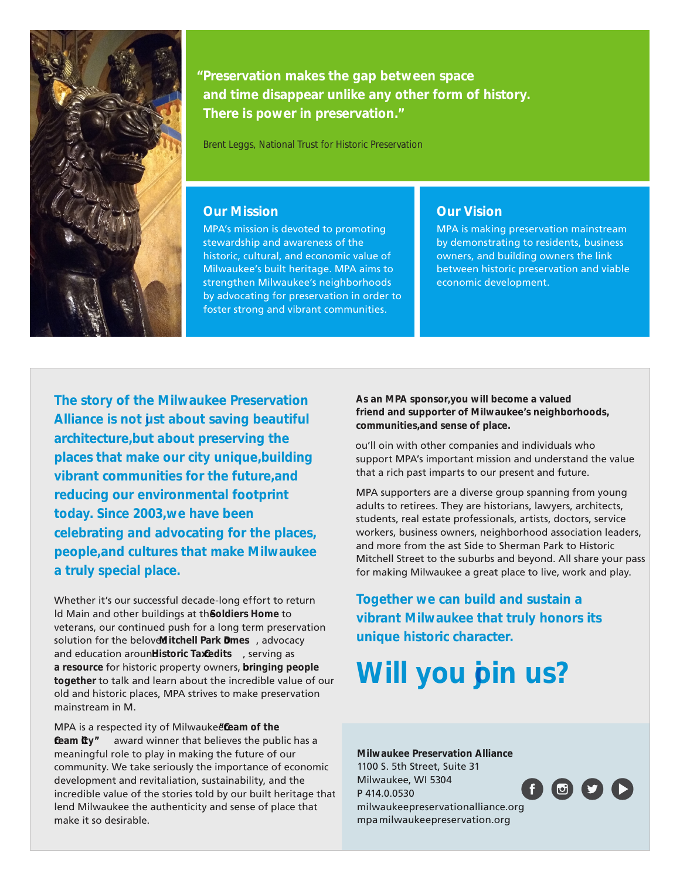**"Preservation makes the gap between space and time disappear unlike any other form of history. There is power in preservation."**

Brent Leggs, National Trust for Historic Preservation

## Our Mission

MPA's mission is devoted to promoting stewardship and awareness of the historic, cultural, and economic value of Milwaukee's built heritage. MPA aims to strengthen Milwaukee's neighborhoods by advocating for preservation in order to foster strong and vibrant communities.

## Our Vision

MPA is making preservation mainstream by demonstrating to residents, business owners, and building owners the link between historic preservation and viable economic development.

### The story of the Milwaukee Preservation Alliance is not just about saving beautiful architecture, but about preserving the places that make our city unique, building vibrant communities for the future, and reducing our environmental footprint today. Since 2003, we have been celebrating and advocating for the places, people, and cultures that make Milwaukee a truly special place.

Whether it's our successful decade-long effort to return ld Main and other buildings at the **Soldiers Home** to veterans, our continued push for a long term preservation solution for the beloved **Mitchell Park Domes**, advocacy and education around **Historic Tax Credits**, serving as **a resource** for historic property owners, **bringing people together** to talk and learn about the incredible value of our old and historic places, MPA strives to make preservation mainstream in M.

MPA is a respected ity of Milwaukee **"Cream of the Cream City"** award winner that believes the public has a meaningful role to play in making the future of our community. We take seriously the importance of economic development and revitaliation, sustainability, and the incredible value of the stories told by our built heritage that lend Milwaukee the authenticity and sense of place that make it so desirable.

**As an MPA sponsor, you will become a valued friend and supporter of Milwaukee's neighborhoods, communities, and sense of place.**

ou'll oin with other companies and individuals who support MPA's important mission and understand the value that a rich past imparts to our present and future.

MPA supporters are a diverse group spanning from young adults to retirees. They are historians, lawyers, architects, students, real estate professionals, artists, doctors, service workers, business owners, neighborhood association leaders, and more from the ast Side to Sherman Park to Historic Mitchell Street to the suburbs and beyond. All share your pass for making Milwaukee a great place to live, work and play.

### Together we can build and sustain a vibrant Milwaukee that truly honors its unique historic character.

# Will you join us?

**Milwaukee Preservation Alliance**
1100 S. 5th Street, Suite 31
Milwaukee, WI 5304
P 414.0.0530
milwaukeepreservationalliance.org
mpa milwaukeepreservation.org